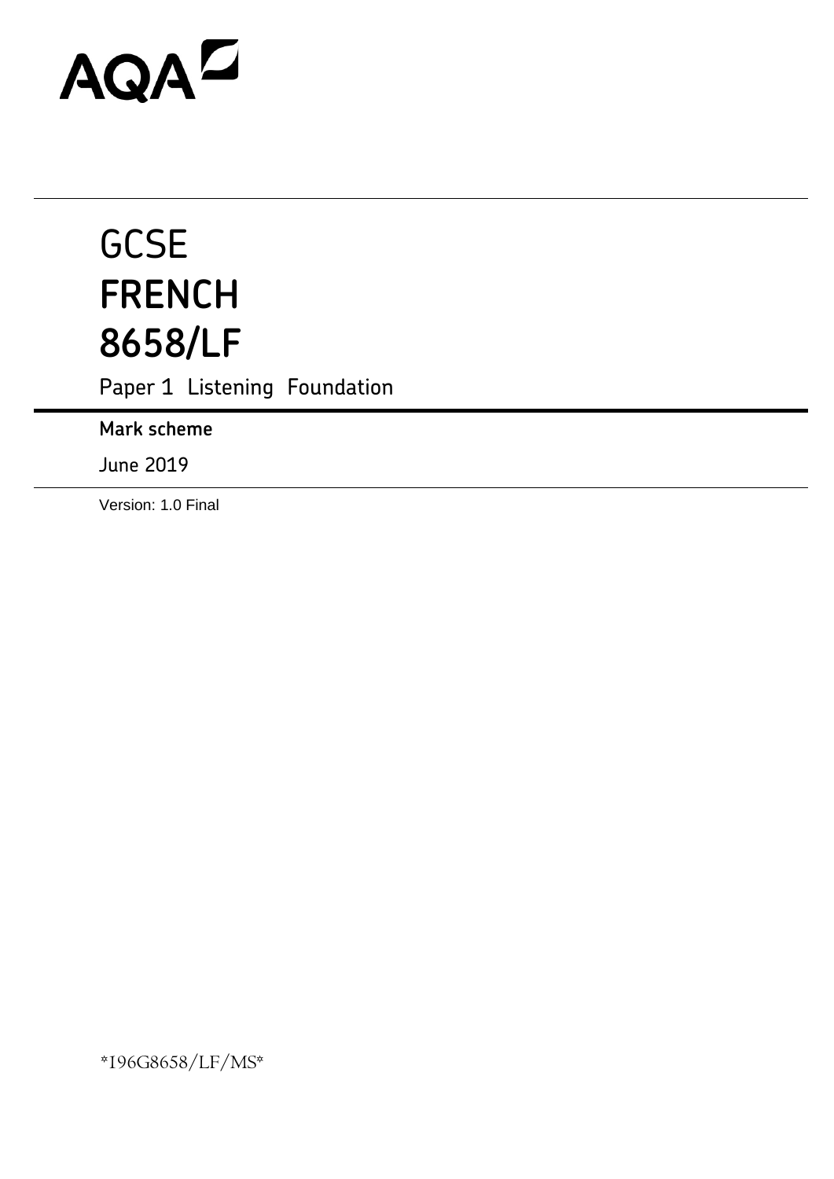AQA

# GCSE
# FRENCH
# 8658/LF

Paper 1 Listening Foundation

**Mark scheme**

June 2019

Version: 1.0 Final

*I96G8658/LF/MS*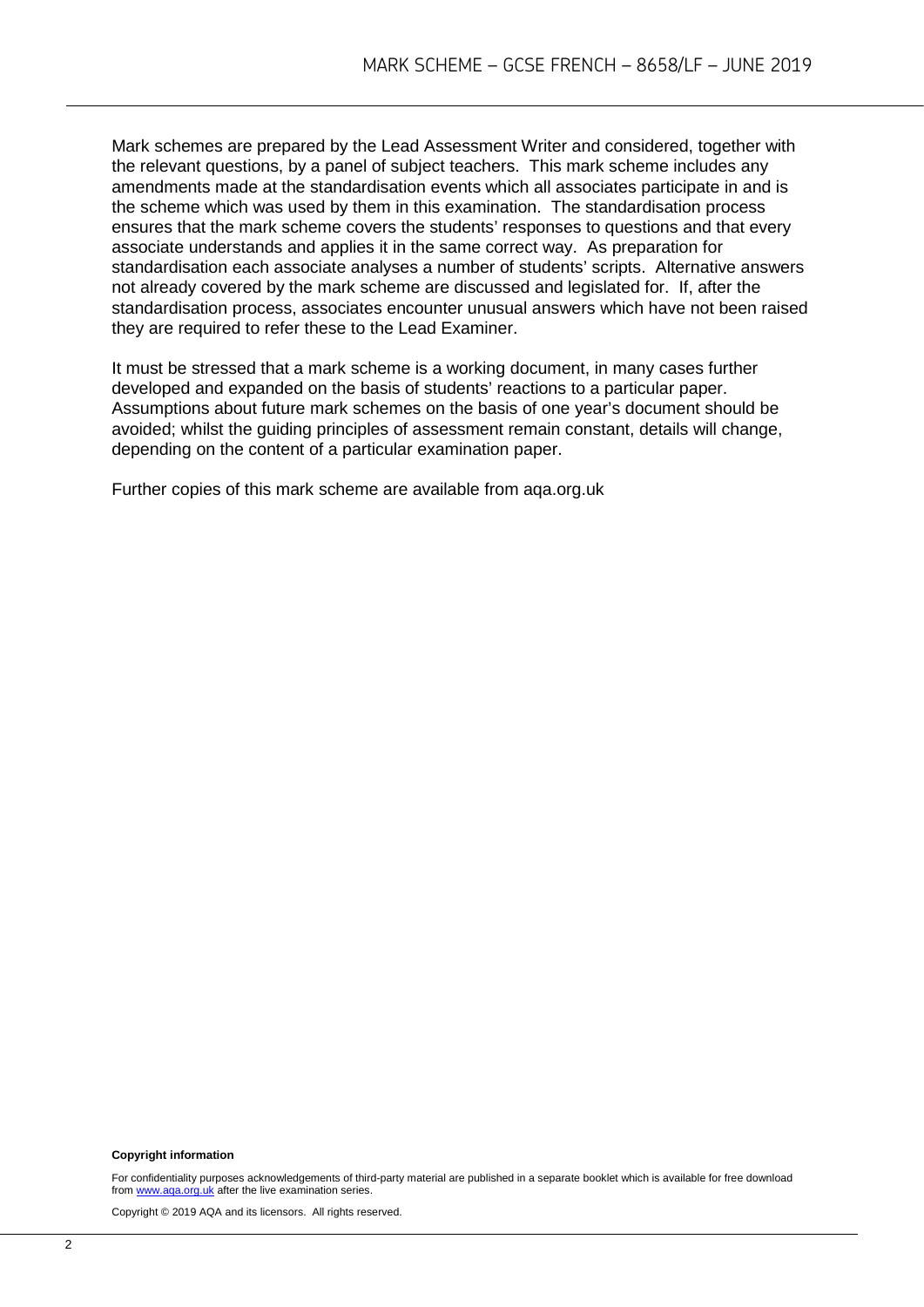Mark schemes are prepared by the Lead Assessment Writer and considered, together with the relevant questions, by a panel of subject teachers. This mark scheme includes any amendments made at the standardisation events which all associates participate in and is the scheme which was used by them in this examination. The standardisation process ensures that the mark scheme covers the students' responses to questions and that every associate understands and applies it in the same correct way. As preparation for standardisation each associate analyses a number of students' scripts. Alternative answers not already covered by the mark scheme are discussed and legislated for. If, after the standardisation process, associates encounter unusual answers which have not been raised they are required to refer these to the Lead Examiner.

It must be stressed that a mark scheme is a working document, in many cases further developed and expanded on the basis of students' reactions to a particular paper. Assumptions about future mark schemes on the basis of one year's document should be avoided; whilst the guiding principles of assessment remain constant, details will change, depending on the content of a particular examination paper.

Further copies of this mark scheme are available from aqa.org.uk

**Copyright information**

For confidentiality purposes acknowledgements of third-party material are published in a separate booklet which is available for free download from www.aqa.org.uk after the live examination series.

Copyright © 2019 AQA and its licensors. All rights reserved.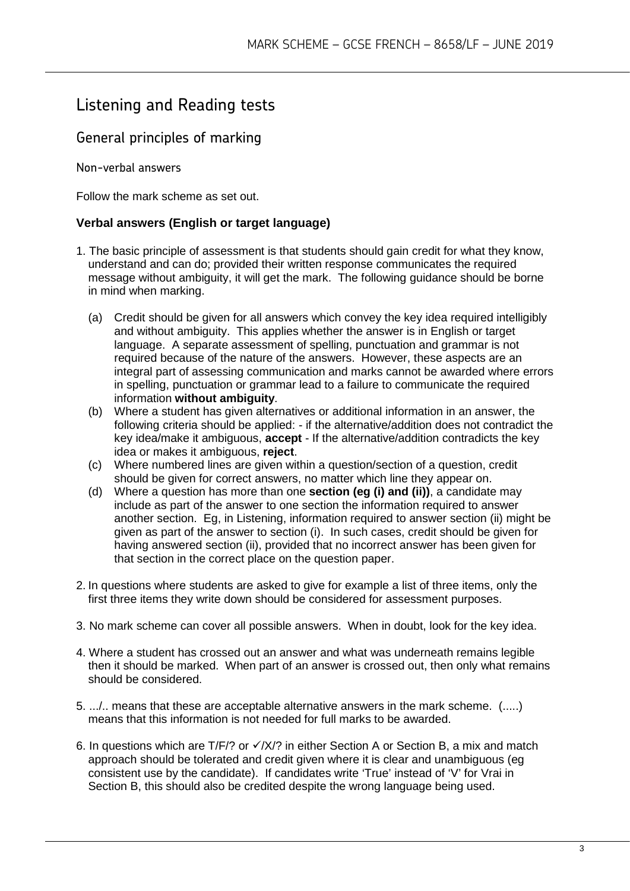# Listening and Reading tests

## General principles of marking

### Non-verbal answers

Follow the mark scheme as set out.

**Verbal answers (English or target language)**

1. The basic principle of assessment is that students should gain credit for what they know, understand and can do; provided their written response communicates the required message without ambiguity, it will get the mark. The following guidance should be borne in mind when marking.

   (a) Credit should be given for all answers which convey the key idea required intelligibly and without ambiguity. This applies whether the answer is in English or target language. A separate assessment of spelling, punctuation and grammar is not required because of the nature of the answers. However, these aspects are an integral part of assessing communication and marks cannot be awarded where errors in spelling, punctuation or grammar lead to a failure to communicate the required information **without ambiguity**.

   (b) Where a student has given alternatives or additional information in an answer, the following criteria should be applied: - if the alternative/addition does not contradict the key idea/make it ambiguous, **accept** - If the alternative/addition contradicts the key idea or makes it ambiguous, **reject**.

   (c) Where numbered lines are given within a question/section of a question, credit should be given for correct answers, no matter which line they appear on.

   (d) Where a question has more than one **section (eg (i) and (ii))**, a candidate may include as part of the answer to one section the information required to answer another section. Eg, in Listening, information required to answer section (ii) might be given as part of the answer to section (i). In such cases, credit should be given for having answered section (ii), provided that no incorrect answer has been given for that section in the correct place on the question paper.

2. In questions where students are asked to give for example a list of three items, only the first three items they write down should be considered for assessment purposes.

3. No mark scheme can cover all possible answers. When in doubt, look for the key idea.

4. Where a student has crossed out an answer and what was underneath remains legible then it should be marked. When part of an answer is crossed out, then only what remains should be considered.

5. .../.. means that these are acceptable alternative answers in the mark scheme. (.....) means that this information is not needed for full marks to be awarded.

6. In questions which are T/F/? or ✓/X/? in either Section A or Section B, a mix and match approach should be tolerated and credit given where it is clear and unambiguous (eg consistent use by the candidate). If candidates write 'True' instead of 'V' for Vrai in Section B, this should also be credited despite the wrong language being used.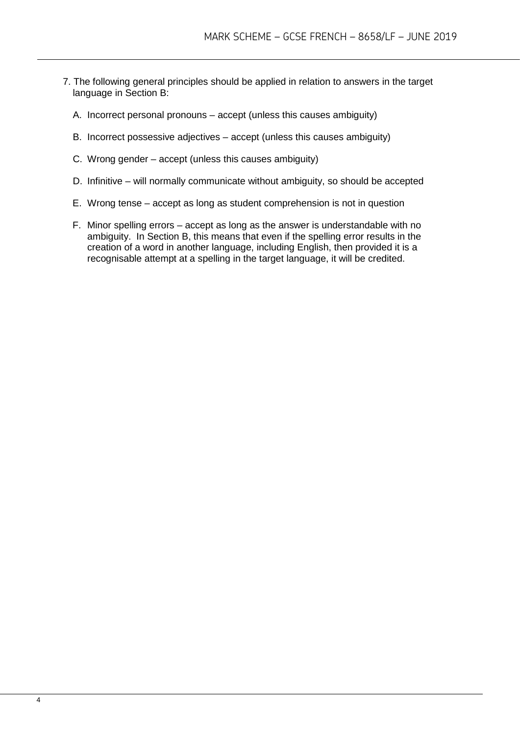7. The following general principles should be applied in relation to answers in the target language in Section B:

   A. Incorrect personal pronouns – accept (unless this causes ambiguity)

   B. Incorrect possessive adjectives – accept (unless this causes ambiguity)

   C. Wrong gender – accept (unless this causes ambiguity)

   D. Infinitive – will normally communicate without ambiguity, so should be accepted

   E. Wrong tense – accept as long as student comprehension is not in question

   F. Minor spelling errors – accept as long as the answer is understandable with no ambiguity. In Section B, this means that even if the spelling error results in the creation of a word in another language, including English, then provided it is a recognisable attempt at a spelling in the target language, it will be credited.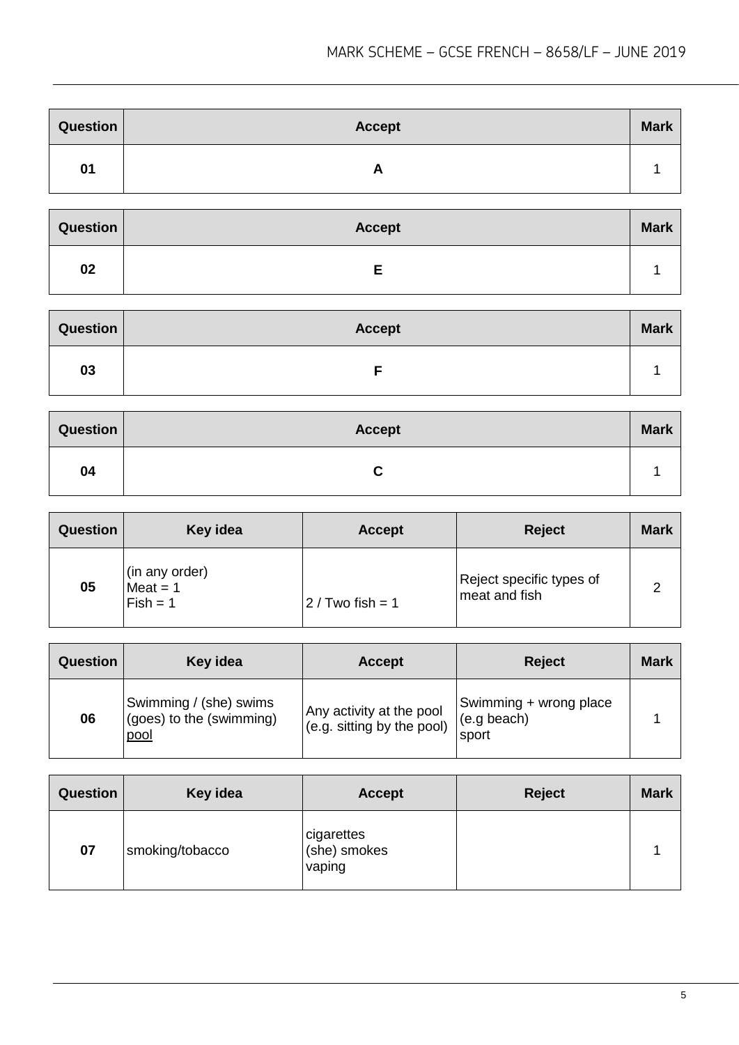| Question | Accept | Mark |
| --- | --- | --- |
| 01 | A | 1 |

| Question | Accept | Mark |
| --- | --- | --- |
| 02 | E | 1 |

| Question | Accept | Mark |
| --- | --- | --- |
| 03 | F | 1 |

| Question | Accept | Mark |
| --- | --- | --- |
| 04 | C | 1 |

| Question | Key idea | Accept | Reject | Mark |
| --- | --- | --- | --- | --- |
| 05 | (in any order)<br>Meat = 1<br>Fish = 1 | 2 / Two fish = 1 | Reject specific types of meat and fish | 2 |

| Question | Key idea | Accept | Reject | Mark |
| --- | --- | --- | --- | --- |
| 06 | Swimming / (she) swims (goes) to the (swimming) <u>pool</u> | Any activity at the pool (e.g. sitting by the pool) | Swimming + wrong place (e.g beach)<br>sport | 1 |

| Question | Key idea | Accept | Reject | Mark |
| --- | --- | --- | --- | --- |
| 07 | smoking/tobacco | cigarettes<br>(she) smokes<br>vaping | | 1 |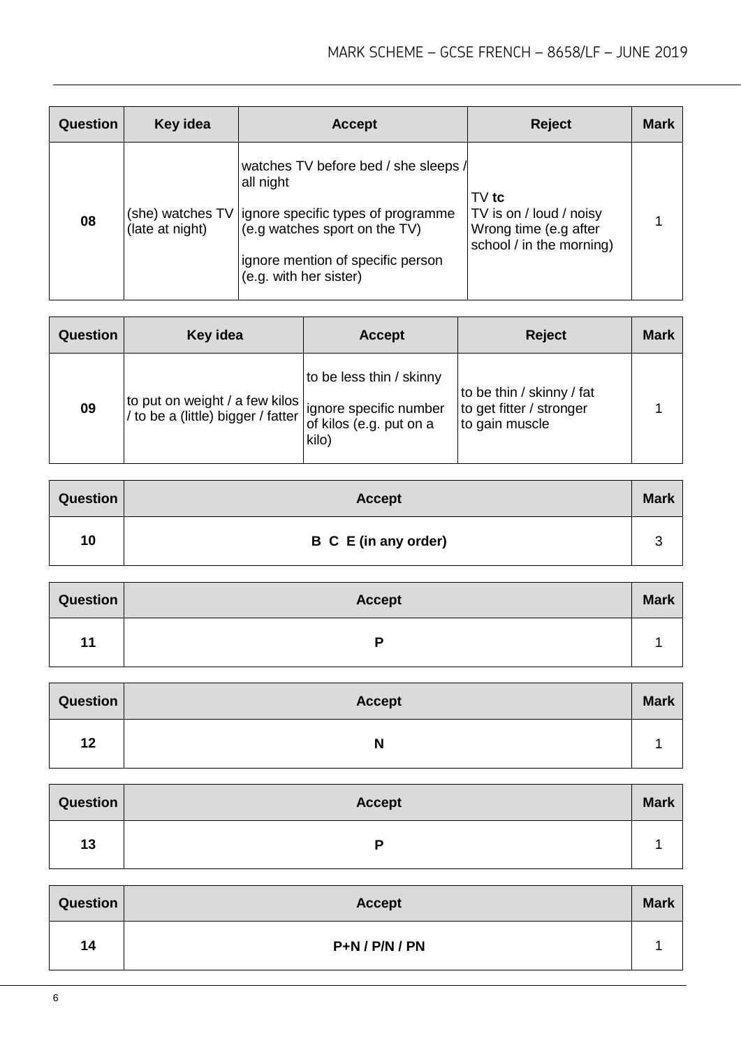| Question | Key idea | Accept | Reject | Mark |
|---|---|---|---|---|
| 08 | (she) watches TV (late at night) | watches TV before bed / she sleeps / all night<br><br>ignore specific types of programme (e.g watches sport on the TV)<br><br>ignore mention of specific person (e.g. with her sister) | TV **tc**<br>TV is on / loud / noisy<br>Wrong time (e.g after school / in the morning) | 1 |

| Question | Key idea | Accept | Reject | Mark |
|---|---|---|---|---|
| 09 | to put on weight / a few kilos / to be a (little) bigger / fatter | to be less thin / skinny<br><br>ignore specific number of kilos (e.g. put on a kilo) | to be thin / skinny / fat<br>to get fitter / stronger<br>to gain muscle | 1 |

| Question | Accept | Mark |
|---|---|---|
| 10 | **B C E (in any order)** | 3 |

| Question | Accept | Mark |
|---|---|---|
| 11 | **P** | 1 |

| Question | Accept | Mark |
|---|---|---|
| 12 | **N** | 1 |

| Question | Accept | Mark |
|---|---|---|
| 13 | **P** | 1 |

| Question | Accept | Mark |
|---|---|---|
| 14 | **P+N / P/N / PN** | 1 |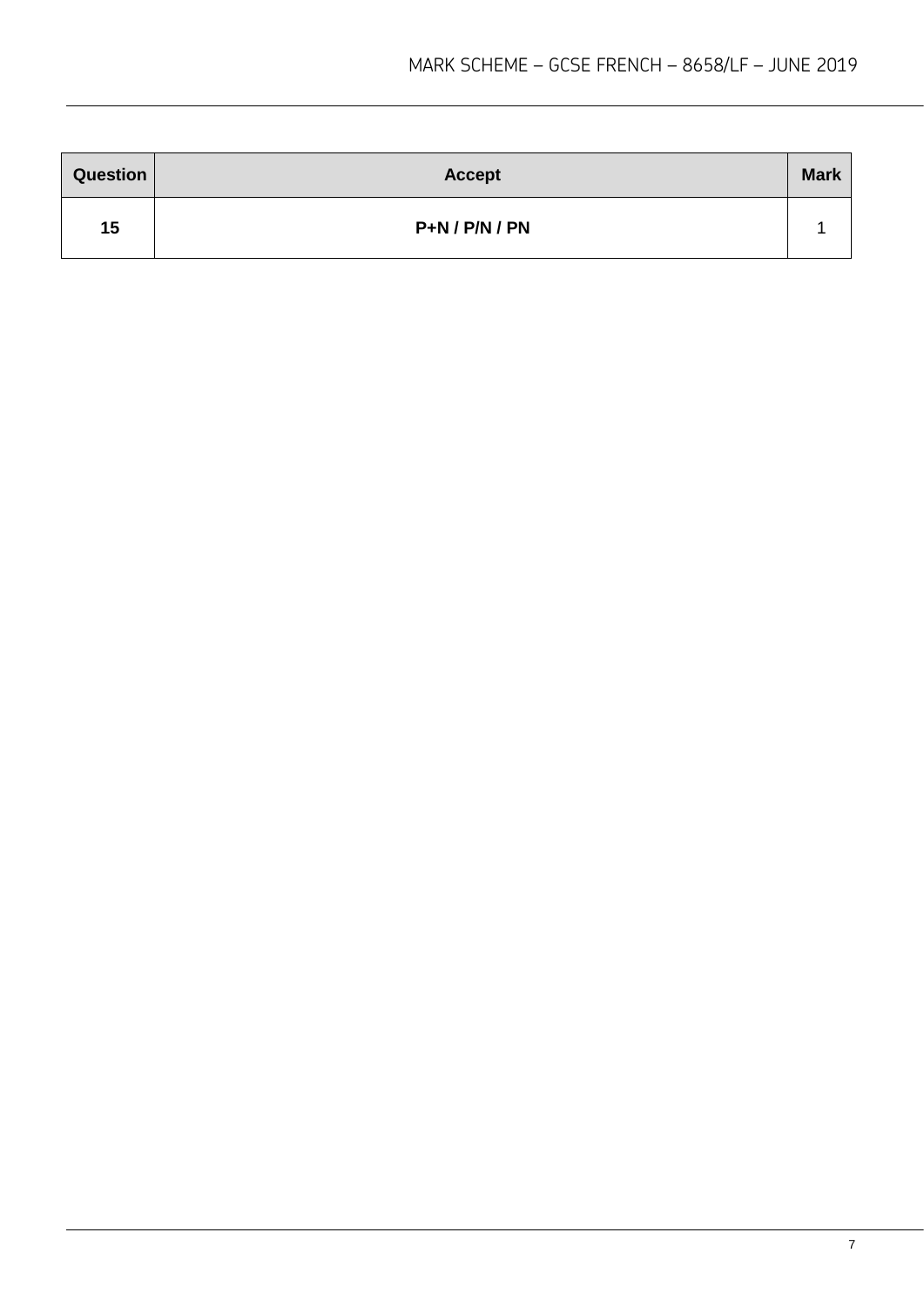| Question | Accept | Mark |
| --- | --- | --- |
| 15 | P+N / P/N / PN | 1 |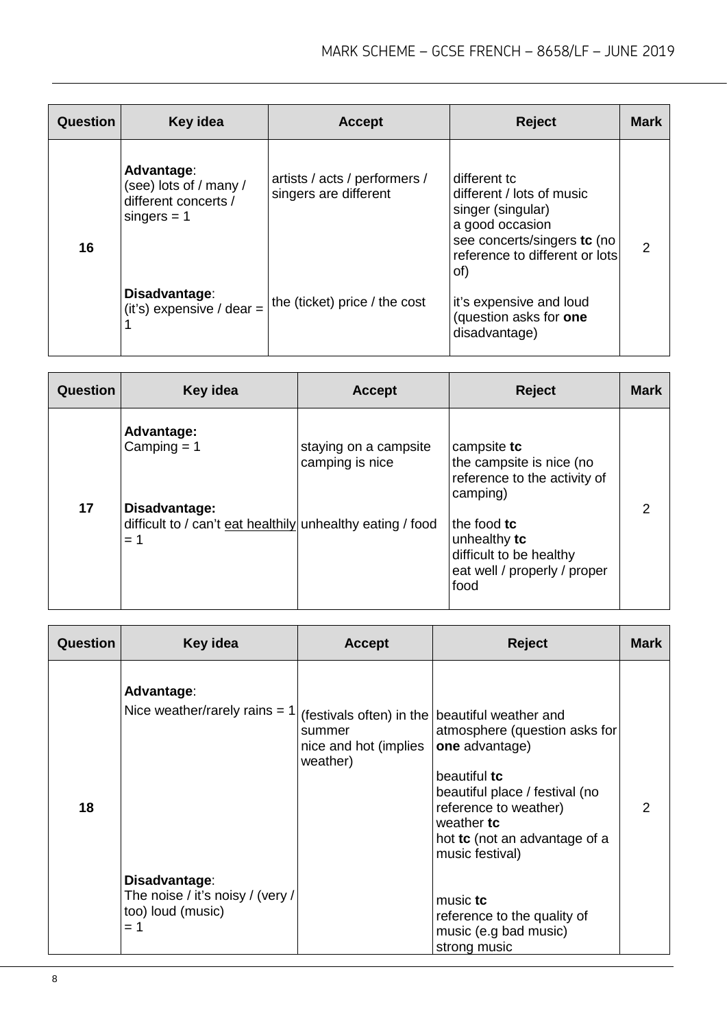| Question | Key idea | Accept | Reject | Mark |
|---|---|---|---|---|
| 16 | **Advantage**: (see) lots of / many / different concerts / singers = 1 | artists / acts / performers / singers are different | different tc<br>different / lots of music<br>singer (singular)<br>a good occasion<br>see concerts/singers **tc** (no reference to different or lots of) | 2 |
| | **Disadvantage**: (it's) expensive / dear = 1 | the (ticket) price / the cost | it's expensive and loud (question asks for **one** disadvantage) | |

| Question | Key idea | Accept | Reject | Mark |
|---|---|---|---|---|
| 17 | **Advantage:** Camping = 1 | staying on a campsite<br>camping is nice | campsite **tc**<br>the campsite is nice (no reference to the activity of camping) | 2 |
| | **Disadvantage:** difficult to / can't eat healthily = 1 | unhealthy eating / food | the food **tc**<br>unhealthy **tc**<br>difficult to be healthy<br>eat well / properly / proper food | |

| Question | Key idea | Accept | Reject | Mark |
|---|---|---|---|---|
| 18 | **Advantage**: Nice weather/rarely rains = 1 | (festivals often) in the summer<br>nice and hot (implies weather) | beautiful weather and atmosphere (question asks for **one** advantage)<br>beautiful **tc**<br>beautiful place / festival (no reference to weather)<br>weather **tc**<br>hot **tc** (not an advantage of a music festival) | 2 |
| | **Disadvantage**: The noise / it's noisy / (very / too) loud (music) = 1 | | music **tc**<br>reference to the quality of music (e.g bad music)<br>strong music | |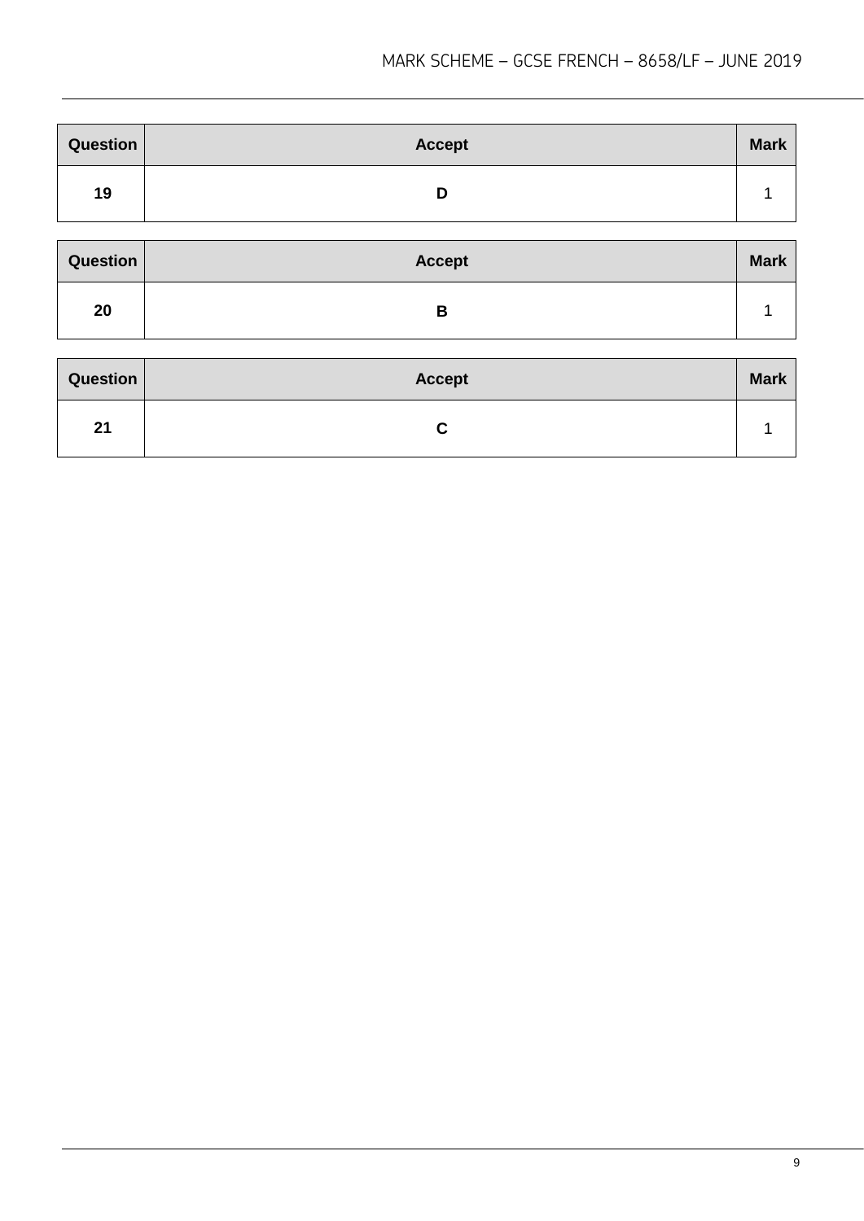| Question | Accept | Mark |
|---|---|---|
| **19** | **D** | 1 |

| Question | Accept | Mark |
|---|---|---|
| **20** | **B** | 1 |

| Question | Accept | Mark |
|---|---|---|
| **21** | **C** | 1 |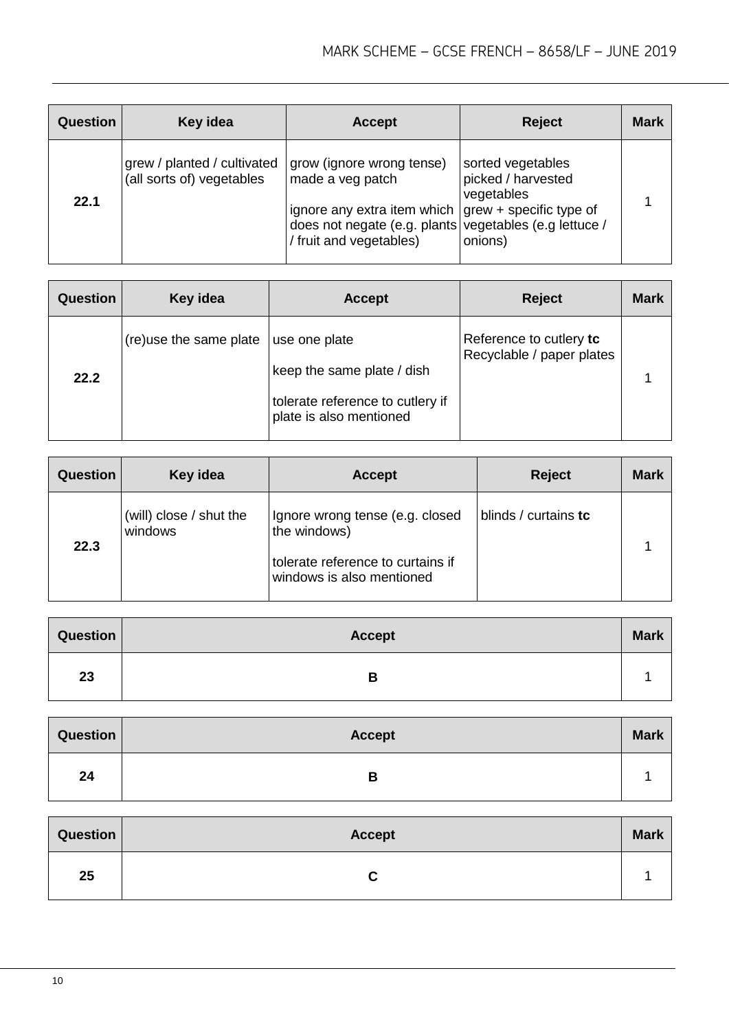| Question | Key idea | Accept | Reject | Mark |
|---|---|---|---|---|
| 22.1 | grew / planted / cultivated (all sorts of) vegetables | grow (ignore wrong tense)<br>made a veg patch<br><br>ignore any extra item which does not negate (e.g. plants / fruit and vegetables) | sorted vegetables<br>picked / harvested vegetables<br>grew + specific type of vegetables (e.g lettuce / onions) | 1 |

| Question | Key idea | Accept | Reject | Mark |
|---|---|---|---|---|
| 22.2 | (re)use the same plate | use one plate<br><br>keep the same plate / dish<br><br>tolerate reference to cutlery if plate is also mentioned | Reference to cutlery **tc**<br>Recyclable / paper plates | 1 |

| Question | Key idea | Accept | Reject | Mark |
|---|---|---|---|---|
| 22.3 | (will) close / shut the windows | Ignore wrong tense (e.g. closed the windows)<br><br>tolerate reference to curtains if windows is also mentioned | blinds / curtains **tc** | 1 |

| Question | Accept | Mark |
|---|---|---|
| 23 | **B** | 1 |

| Question | Accept | Mark |
|---|---|---|
| 24 | **B** | 1 |

| Question | Accept | Mark |
|---|---|---|
| 25 | **C** | 1 |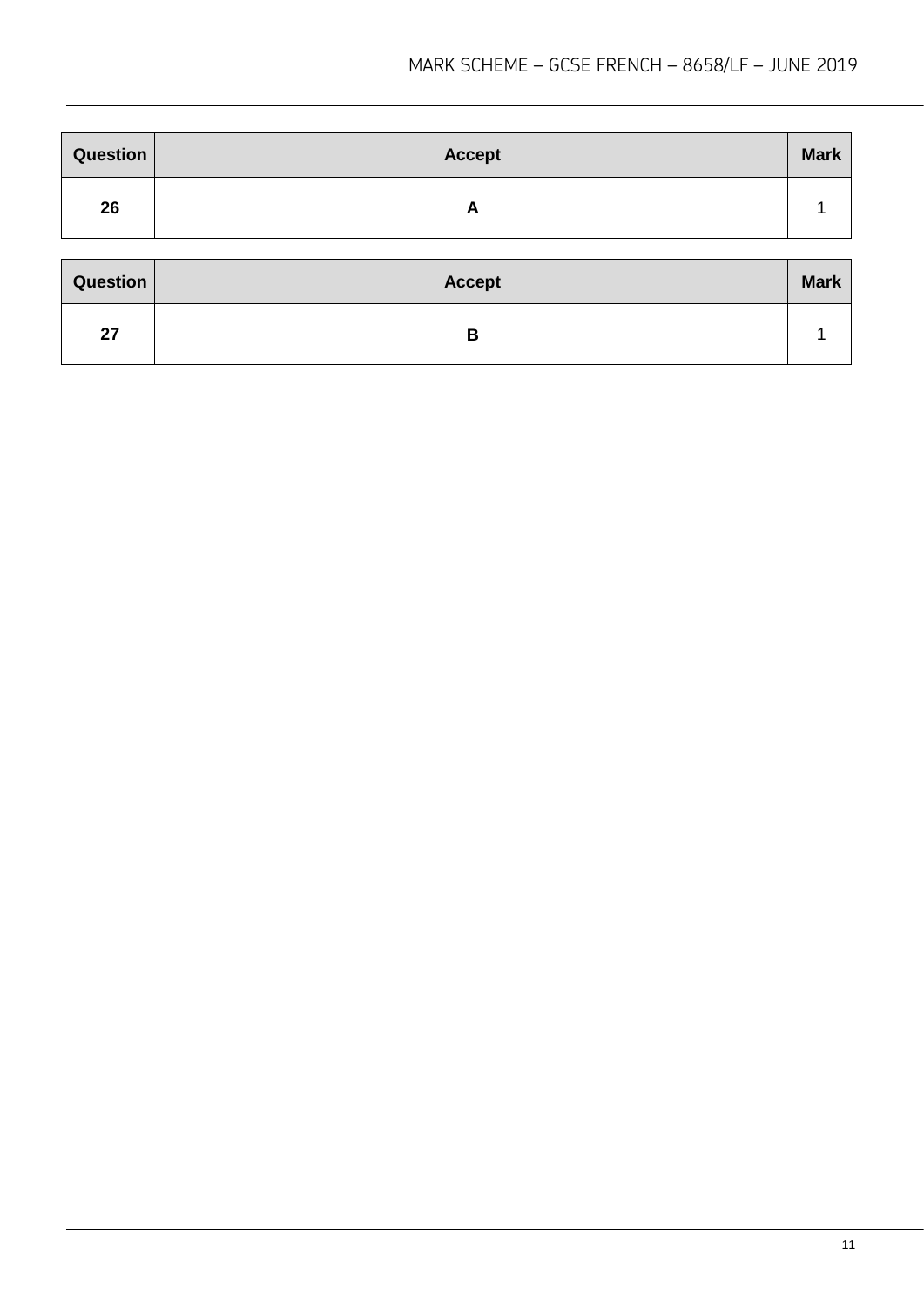| Question | Accept | Mark |
| --- | --- | --- |
| **26** | **A** | 1 |

| Question | Accept | Mark |
| --- | --- | --- |
| **27** | **B** | 1 |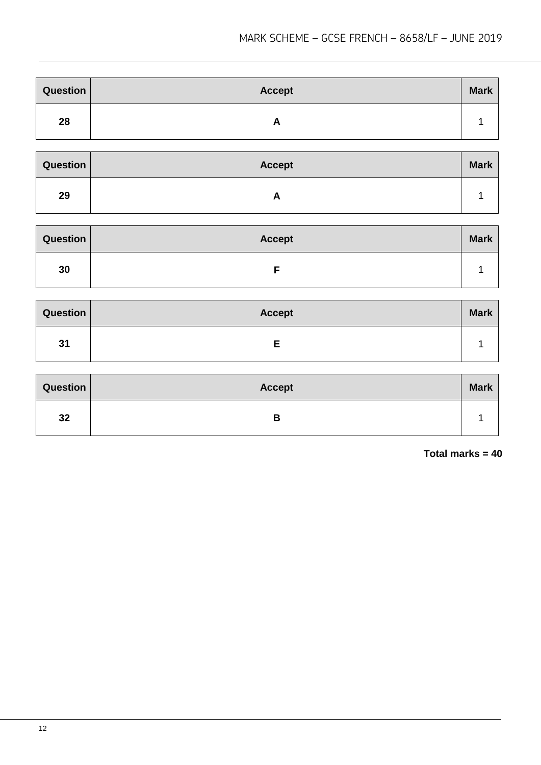| Question | Accept | Mark |
|---|---|---|
| **28** | **A** | 1 |

| Question | Accept | Mark |
|---|---|---|
| **29** | **A** | 1 |

| Question | Accept | Mark |
|---|---|---|
| **30** | **F** | 1 |

| Question | Accept | Mark |
|---|---|---|
| **31** | **E** | 1 |

| Question | Accept | Mark |
|---|---|---|
| **32** | **B** | 1 |

**Total marks = 40**